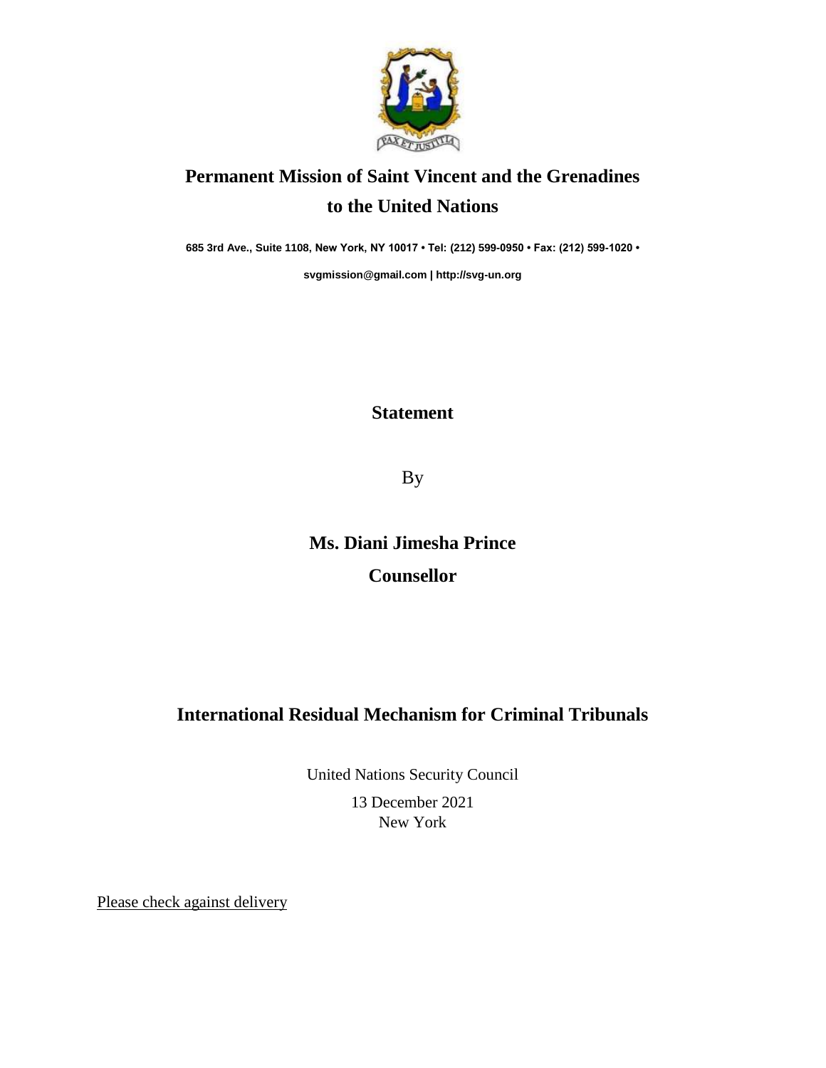# Permanent Mission of Saint Vincent and the Grenadines to the United Nations

**685 3rd Ave., Suite 1108, New York, NY 10017 • Tel: (212) 599-0950 • Fax: (212) 599-1020 •**

**svgmission@gmail.com | http://svg-un.org**

## Statement

By

## Ms. Diani Jimesha Prince

## Counsellor

## International Residual Mechanism for Criminal Tribunals

United Nations Security Council

13 December 2021

New York

Please check against delivery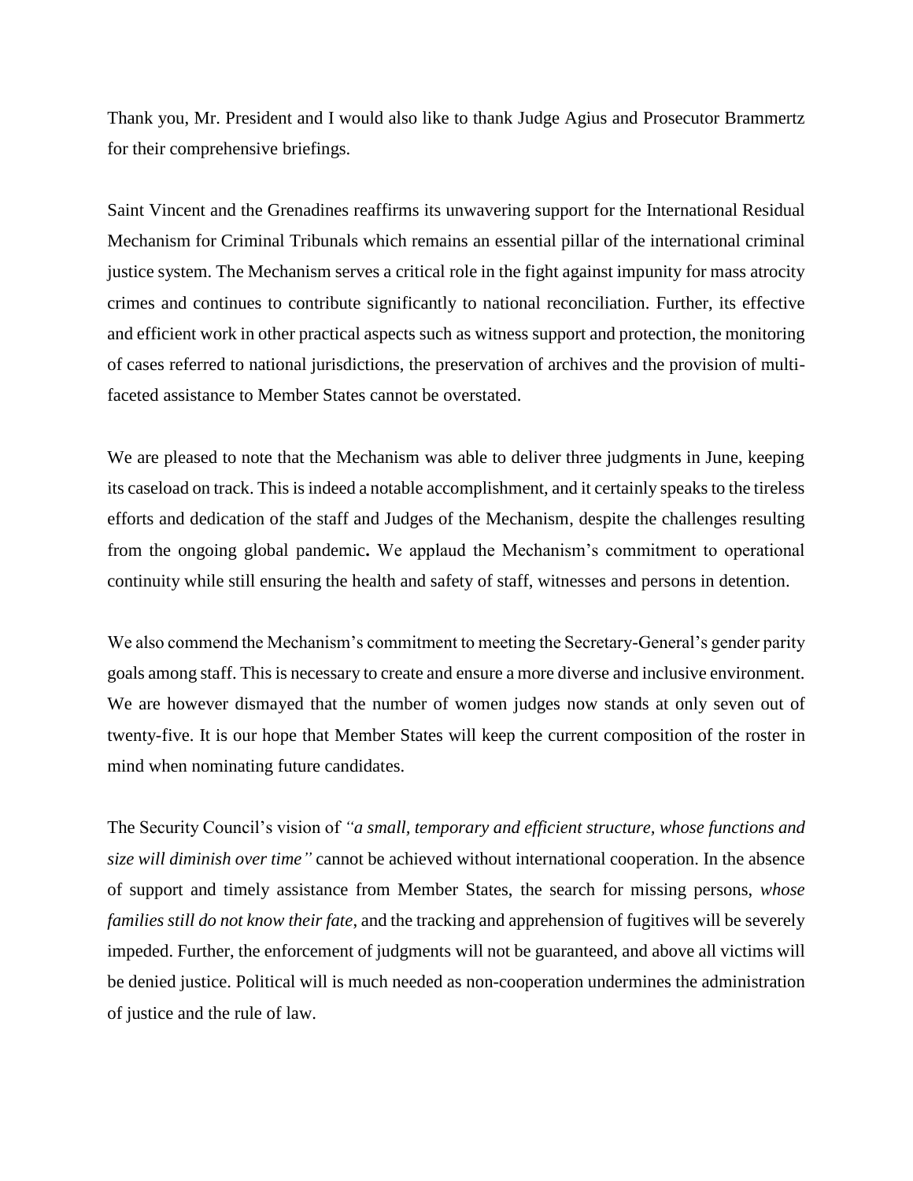Thank you, Mr. President and I would also like to thank Judge Agius and Prosecutor Brammertz for their comprehensive briefings.

Saint Vincent and the Grenadines reaffirms its unwavering support for the International Residual Mechanism for Criminal Tribunals which remains an essential pillar of the international criminal justice system. The Mechanism serves a critical role in the fight against impunity for mass atrocity crimes and continues to contribute significantly to national reconciliation. Further, its effective and efficient work in other practical aspects such as witness support and protection, the monitoring of cases referred to national jurisdictions, the preservation of archives and the provision of multi-faceted assistance to Member States cannot be overstated.

We are pleased to note that the Mechanism was able to deliver three judgments in June, keeping its caseload on track. This is indeed a notable accomplishment, and it certainly speaks to the tireless efforts and dedication of the staff and Judges of the Mechanism, despite the challenges resulting from the ongoing global pandemic**.** We applaud the Mechanism's commitment to operational continuity while still ensuring the health and safety of staff, witnesses and persons in detention.

We also commend the Mechanism's commitment to meeting the Secretary-General's gender parity goals among staff. This is necessary to create and ensure a more diverse and inclusive environment. We are however dismayed that the number of women judges now stands at only seven out of twenty-five. It is our hope that Member States will keep the current composition of the roster in mind when nominating future candidates.

The Security Council's vision of *"a small, temporary and efficient structure, whose functions and size will diminish over time"* cannot be achieved without international cooperation. In the absence of support and timely assistance from Member States, the search for missing persons, *whose families still do not know their fate*, and the tracking and apprehension of fugitives will be severely impeded. Further, the enforcement of judgments will not be guaranteed, and above all victims will be denied justice. Political will is much needed as non-cooperation undermines the administration of justice and the rule of law.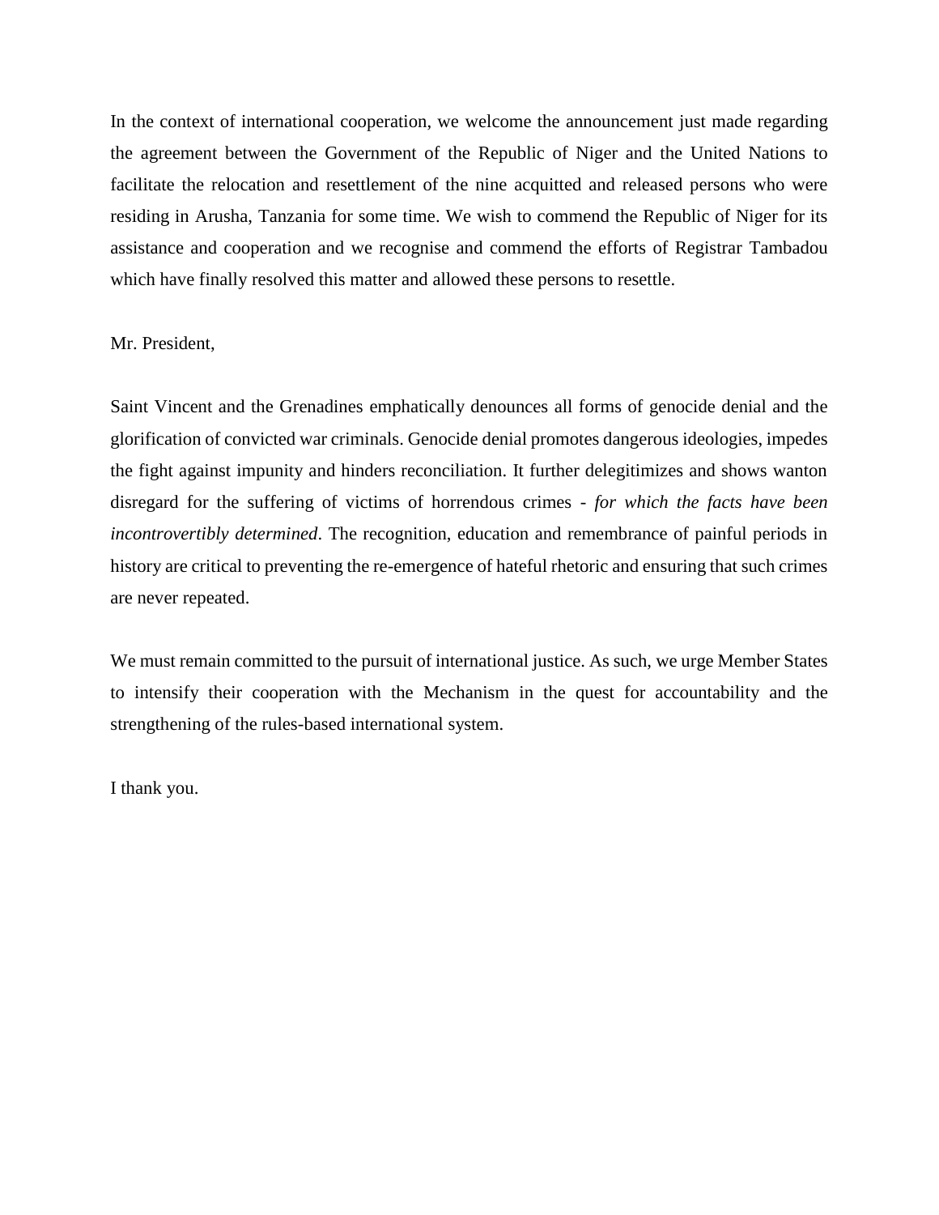In the context of international cooperation, we welcome the announcement just made regarding the agreement between the Government of the Republic of Niger and the United Nations to facilitate the relocation and resettlement of the nine acquitted and released persons who were residing in Arusha, Tanzania for some time. We wish to commend the Republic of Niger for its assistance and cooperation and we recognise and commend the efforts of Registrar Tambadou which have finally resolved this matter and allowed these persons to resettle.

Mr. President,

Saint Vincent and the Grenadines emphatically denounces all forms of genocide denial and the glorification of convicted war criminals. Genocide denial promotes dangerous ideologies, impedes the fight against impunity and hinders reconciliation. It further delegitimizes and shows wanton disregard for the suffering of victims of horrendous crimes - *for which the facts have been incontrovertibly determined*. The recognition, education and remembrance of painful periods in history are critical to preventing the re-emergence of hateful rhetoric and ensuring that such crimes are never repeated.

We must remain committed to the pursuit of international justice. As such, we urge Member States to intensify their cooperation with the Mechanism in the quest for accountability and the strengthening of the rules-based international system.

I thank you.